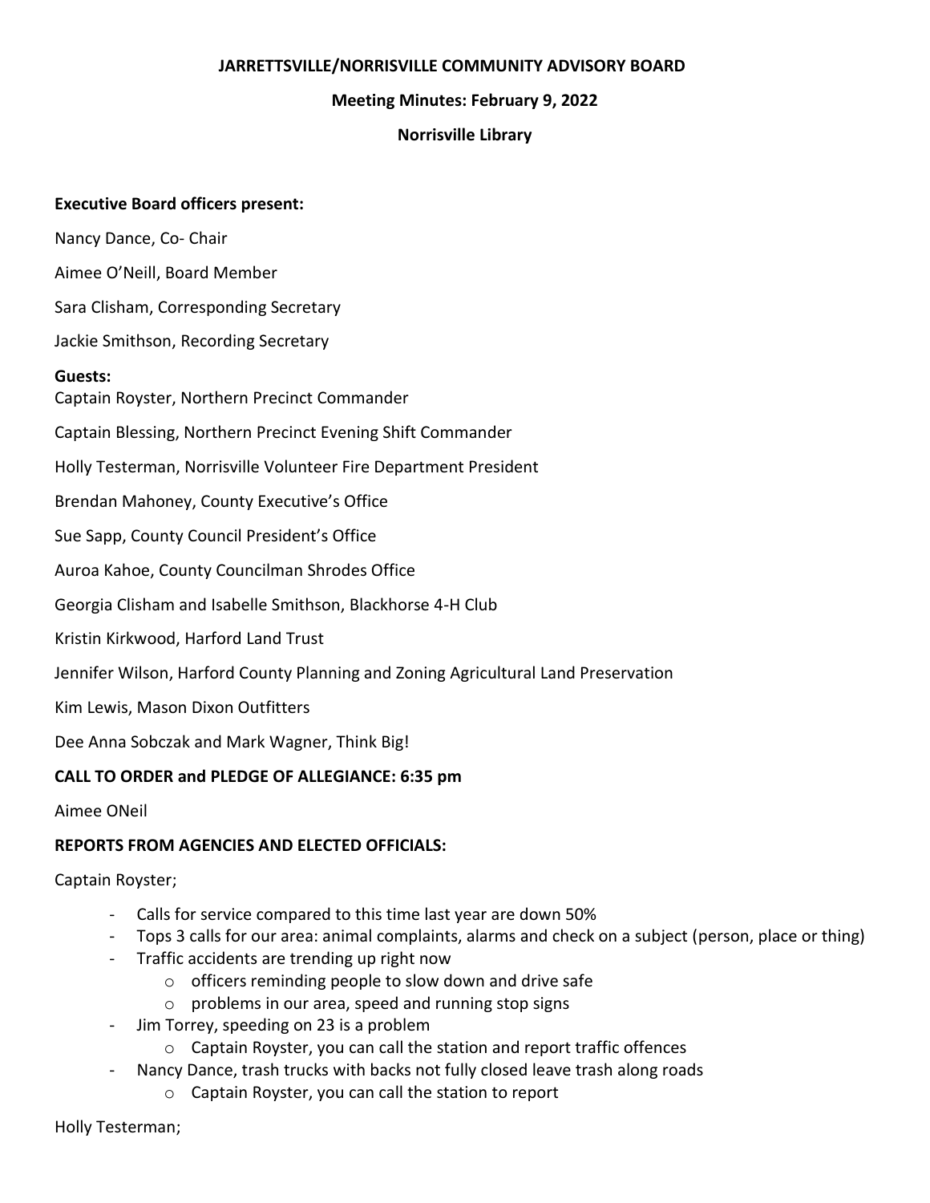**JARRETTSVILLE/NORRISVILLE COMMUNITY ADVISORY BOARD**

**Meeting Minutes: February 9, 2022**

**Norrisville Library**

**Executive Board officers present:**

Nancy Dance, Co- Chair

Aimee O'Neill, Board Member

Sara Clisham, Corresponding Secretary

Jackie Smithson, Recording Secretary

**Guests:**

Captain Royster, Northern Precinct Commander

Captain Blessing, Northern Precinct Evening Shift Commander

Holly Testerman, Norrisville Volunteer Fire Department President

Brendan Mahoney, County Executive's Office

Sue Sapp, County Council President's Office

Auroa Kahoe, County Councilman Shrodes Office

Georgia Clisham and Isabelle Smithson, Blackhorse 4-H Club

Kristin Kirkwood, Harford Land Trust

Jennifer Wilson, Harford County Planning and Zoning Agricultural Land Preservation

Kim Lewis, Mason Dixon Outfitters

Dee Anna Sobczak and Mark Wagner, Think Big!

**CALL TO ORDER and PLEDGE OF ALLEGIANCE: 6:35 pm**

Aimee ONeil

**REPORTS FROM AGENCIES AND ELECTED OFFICIALS:**

Captain Royster;

- Calls for service compared to this time last year are down 50%
- Tops 3 calls for our area: animal complaints, alarms and check on a subject (person, place or thing)
- Traffic accidents are trending up right now
    - officers reminding people to slow down and drive safe
    - problems in our area, speed and running stop signs
- Jim Torrey, speeding on 23 is a problem
    - Captain Royster, you can call the station and report traffic offences
- Nancy Dance, trash trucks with backs not fully closed leave trash along roads
    - Captain Royster, you can call the station to report

Holly Testerman;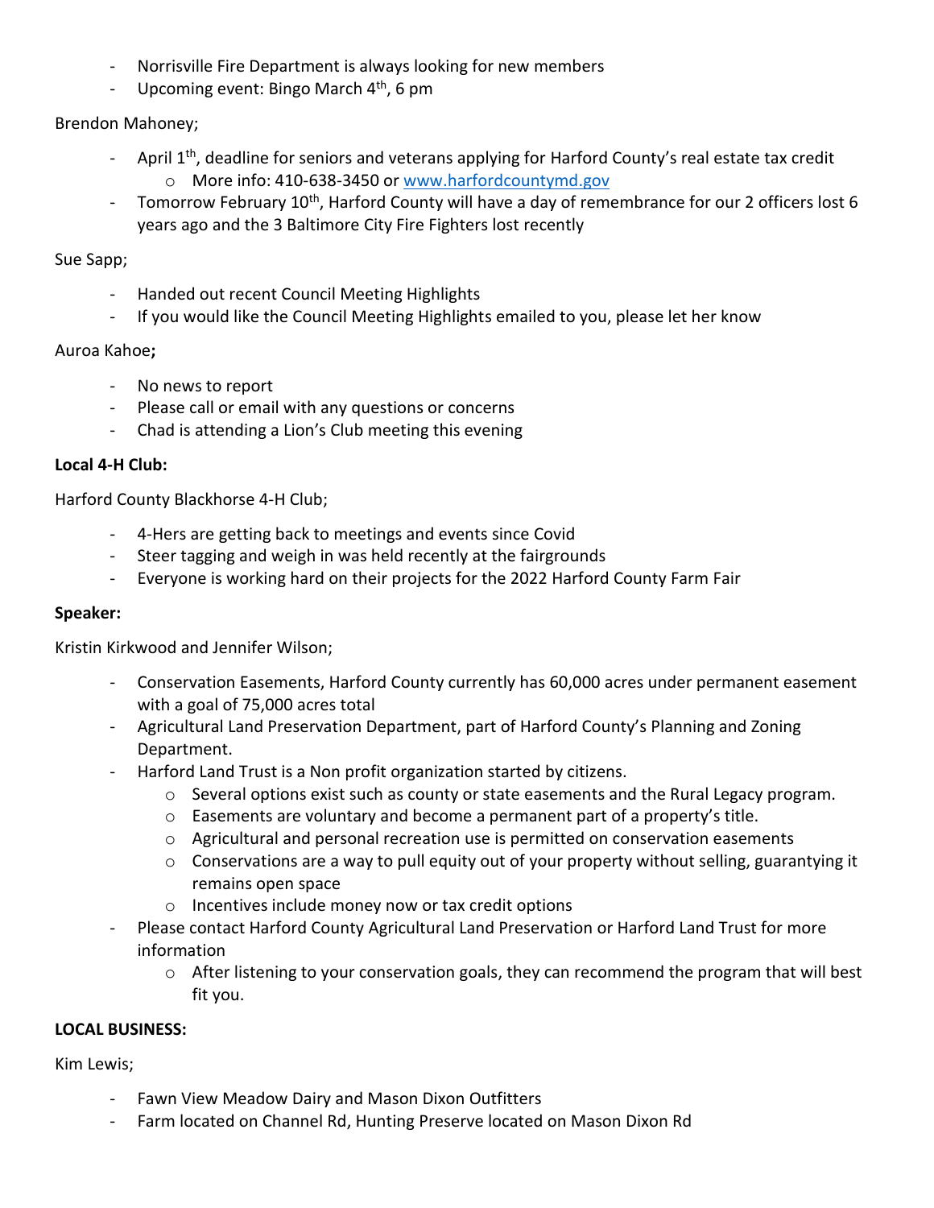- Norrisville Fire Department is always looking for new members
- Upcoming event: Bingo March 4th, 6 pm

Brendon Mahoney;

- April 1st, deadline for seniors and veterans applying for Harford County's real estate tax credit
  - More info: 410-638-3450 or www.harfordcountymd.gov
- Tomorrow February 10th, Harford County will have a day of remembrance for our 2 officers lost 6 years ago and the 3 Baltimore City Fire Fighters lost recently

Sue Sapp;

- Handed out recent Council Meeting Highlights
- If you would like the Council Meeting Highlights emailed to you, please let her know

Auroa Kahoe**;**

- No news to report
- Please call or email with any questions or concerns
- Chad is attending a Lion's Club meeting this evening

**Local 4-H Club:**

Harford County Blackhorse 4-H Club;

- 4-Hers are getting back to meetings and events since Covid
- Steer tagging and weigh in was held recently at the fairgrounds
- Everyone is working hard on their projects for the 2022 Harford County Farm Fair

**Speaker:**

Kristin Kirkwood and Jennifer Wilson;

- Conservation Easements, Harford County currently has 60,000 acres under permanent easement with a goal of 75,000 acres total
- Agricultural Land Preservation Department, part of Harford County's Planning and Zoning Department.
- Harford Land Trust is a Non profit organization started by citizens.
  - Several options exist such as county or state easements and the Rural Legacy program.
  - Easements are voluntary and become a permanent part of a property's title.
  - Agricultural and personal recreation use is permitted on conservation easements
  - Conservations are a way to pull equity out of your property without selling, guarantying it remains open space
  - Incentives include money now or tax credit options
- Please contact Harford County Agricultural Land Preservation or Harford Land Trust for more information
  - After listening to your conservation goals, they can recommend the program that will best fit you.

**LOCAL BUSINESS:**

Kim Lewis;

- Fawn View Meadow Dairy and Mason Dixon Outfitters
- Farm located on Channel Rd, Hunting Preserve located on Mason Dixon Rd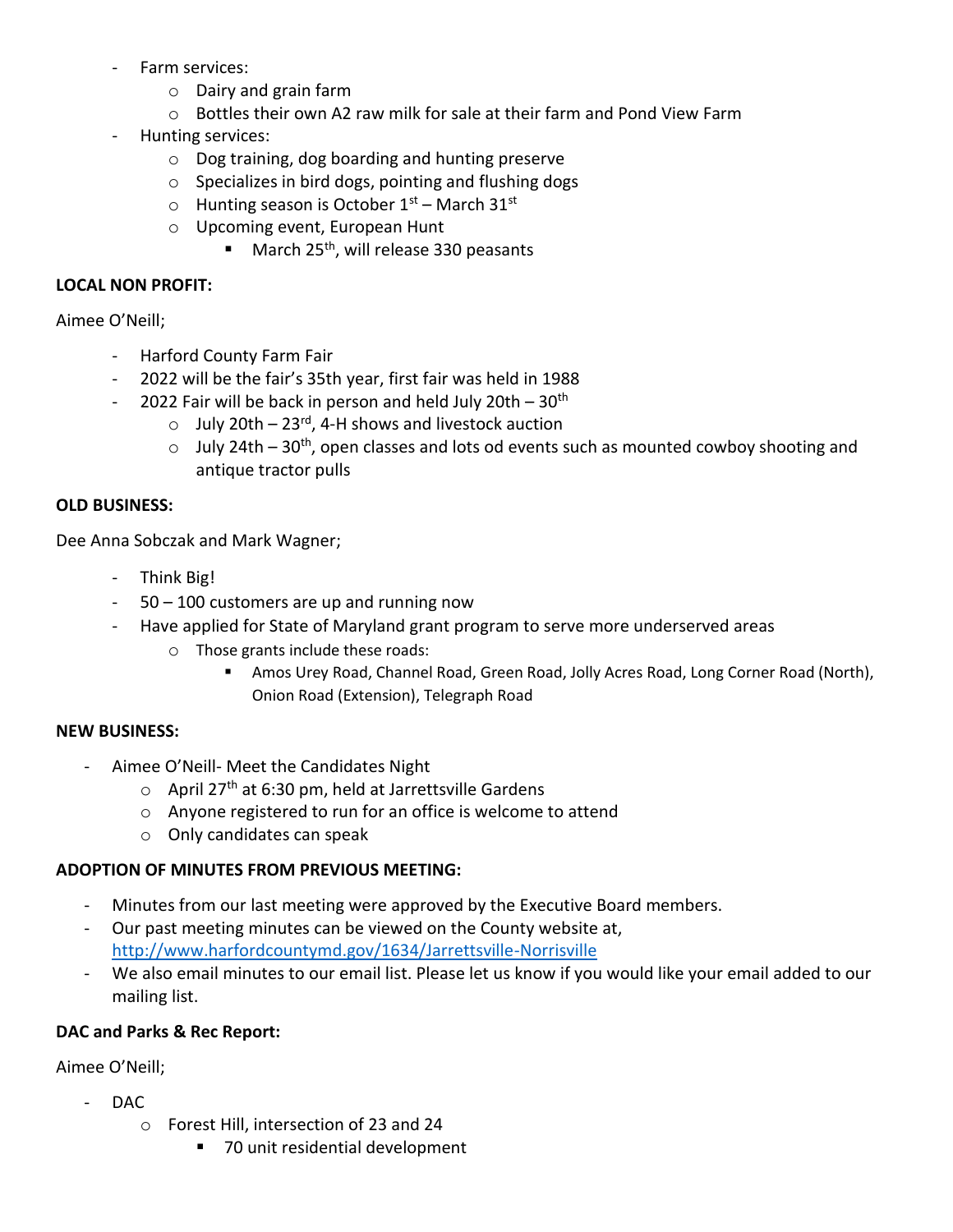- Farm services:
  - Dairy and grain farm
  - Bottles their own A2 raw milk for sale at their farm and Pond View Farm
- Hunting services:
  - Dog training, dog boarding and hunting preserve
  - Specializes in bird dogs, pointing and flushing dogs
  - Hunting season is October 1st – March 31st
  - Upcoming event, European Hunt
    - March 25th, will release 330 peasants

**LOCAL NON PROFIT:**

Aimee O'Neill;

- Harford County Farm Fair
- 2022 will be the fair's 35th year, first fair was held in 1988
- 2022 Fair will be back in person and held July 20th – 30th
  - July 20th – 23rd, 4-H shows and livestock auction
  - July 24th – 30th, open classes and lots od events such as mounted cowboy shooting and antique tractor pulls

**OLD BUSINESS:**

Dee Anna Sobczak and Mark Wagner;

- Think Big!
- 50 – 100 customers are up and running now
- Have applied for State of Maryland grant program to serve more underserved areas
  - Those grants include these roads:
    - Amos Urey Road, Channel Road, Green Road, Jolly Acres Road, Long Corner Road (North), Onion Road (Extension), Telegraph Road

**NEW BUSINESS:**

- Aimee O'Neill- Meet the Candidates Night
  - April 27th at 6:30 pm, held at Jarrettsville Gardens
  - Anyone registered to run for an office is welcome to attend
  - Only candidates can speak

**ADOPTION OF MINUTES FROM PREVIOUS MEETING:**

- Minutes from our last meeting were approved by the Executive Board members.
- Our past meeting minutes can be viewed on the County website at, http://www.harfordcountymd.gov/1634/Jarrettsville-Norrisville
- We also email minutes to our email list. Please let us know if you would like your email added to our mailing list.

**DAC and Parks & Rec Report:**

Aimee O'Neill;

- DAC
  - Forest Hill, intersection of 23 and 24
    - 70 unit residential development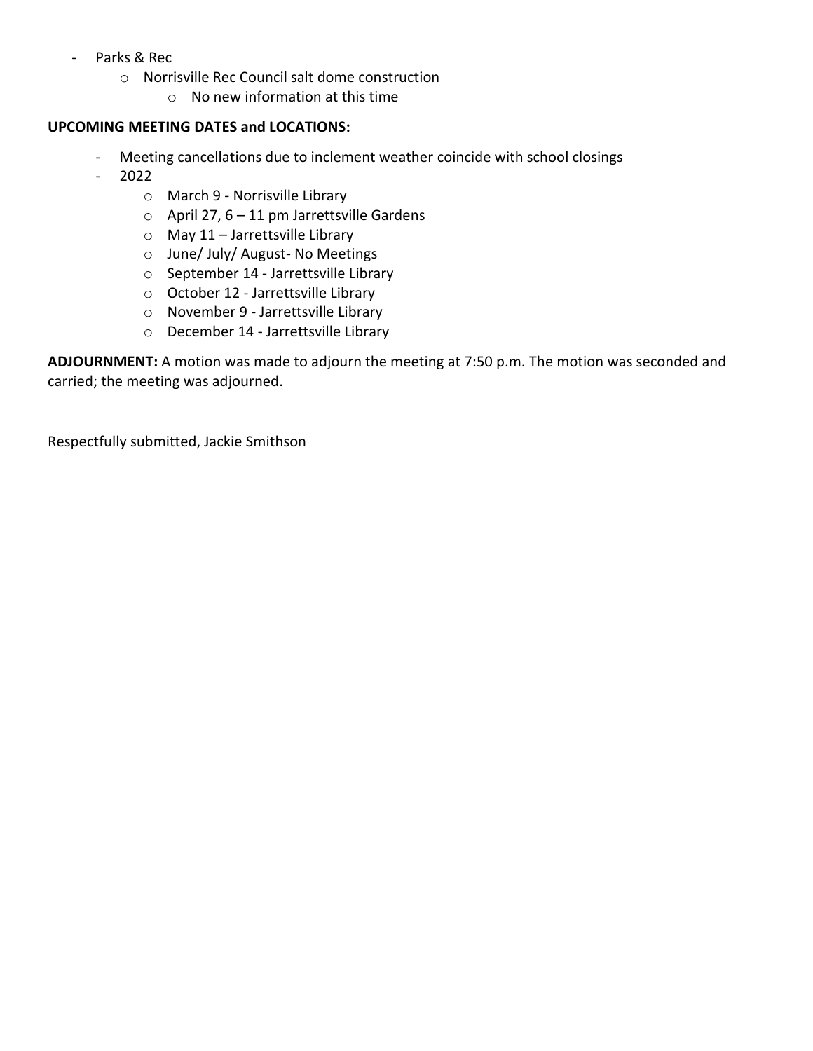- Parks & Rec
  - Norrisville Rec Council salt dome construction
    - No new information at this time

**UPCOMING MEETING DATES and LOCATIONS:**

- Meeting cancellations due to inclement weather coincide with school closings
- 2022
  - March 9 - Norrisville Library
  - April 27, 6 – 11 pm Jarrettsville Gardens
  - May 11 – Jarrettsville Library
  - June/ July/ August- No Meetings
  - September 14 - Jarrettsville Library
  - October 12 - Jarrettsville Library
  - November 9 - Jarrettsville Library
  - December 14 - Jarrettsville Library

**ADJOURNMENT:** A motion was made to adjourn the meeting at 7:50 p.m. The motion was seconded and carried; the meeting was adjourned.

Respectfully submitted, Jackie Smithson